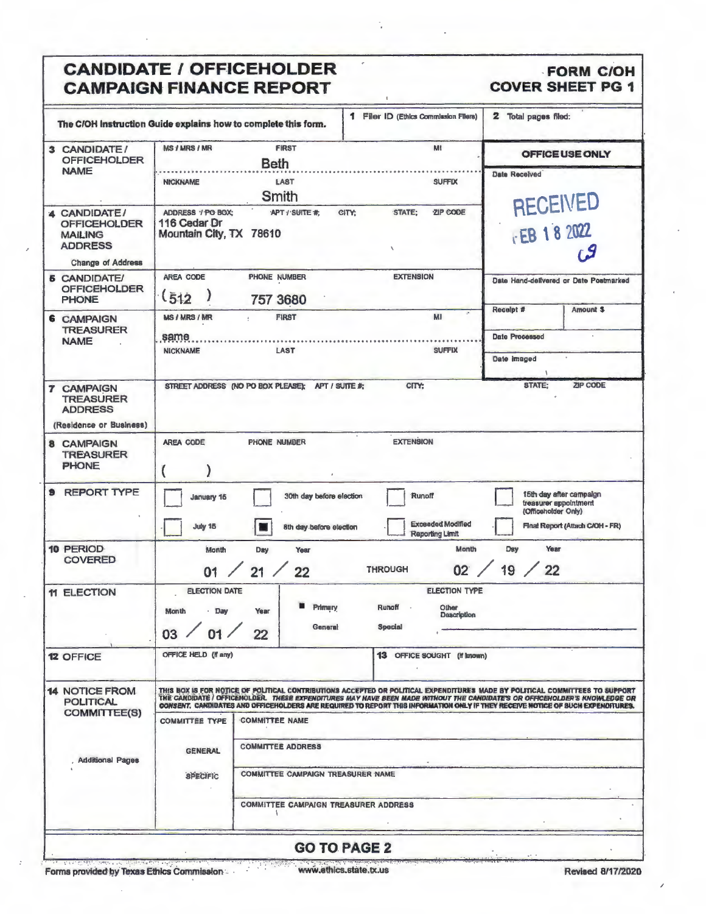# CANDIDATE / OFFICEHOLDER CAMPAIGN FINANCE REPORT

## FORM C/OH COVER SHEET PG 1

The C/OH Instruction Guide explains how to complete this form.

**1** Filer ID (Ethics Commission Filers)

**2** Total pages filed:

| | | | |
|---|---|---|---|
| **3 CANDIDATE / OFFICEHOLDER NAME** | MS / MRS / MR | FIRST: Beth | MI |
| | NICKNAME | LAST: Smith | SUFFIX |
| **4 CANDIDATE / OFFICEHOLDER MAILING ADDRESS** (Change of Address) | ADDRESS / PO BOX; APT / SUITE #; CITY; STATE; ZIP CODE | 116 Cedar Dr Mountain City, TX 78610 | |
| **5 CANDIDATE/ OFFICEHOLDER PHONE** | AREA CODE: (512) | PHONE NUMBER: 757 3680 | EXTENSION |
| **6 CAMPAIGN TREASURER NAME** | MS / MRS / MR | FIRST: same | MI |
| | NICKNAME | LAST | SUFFIX |
| **7 CAMPAIGN TREASURER ADDRESS** (Residence or Business) | STREET ADDRESS (NO PO BOX PLEASE); APT / SUITE #; CITY; STATE; ZIP CODE | | |
| **8 CAMPAIGN TREASURER PHONE** | AREA CODE: ( ) | PHONE NUMBER | EXTENSION |

**OFFICE USE ONLY**

Date Received: RECEIVED FEB 18 2022

Date Hand-delivered or Date Postmarked

Receipt # | Amount $

Date Processed

Date Imaged

**9 REPORT TYPE**

- [ ] January 15
- [ ] 30th day before election
- [ ] Runoff
- [ ] 15th day after campaign treasurer appointment (Officeholder Only)
- [ ] July 15
- [x] 8th day before election
- [ ] Exceeded Modified Reporting Limit
- [ ] Final Report (Attach C/OH - FR)

**10 PERIOD COVERED**

Month / Day / Year: 01 / 21 / 22 THROUGH Month / Day / Year: 02 / 19 / 22

**11 ELECTION**

ELECTION DATE (Month / Day / Year): 03 / 01 / 22

ELECTION TYPE: ■ Primary | Runoff | Other Description | General | Special

**12 OFFICE** — OFFICE HELD (if any)

**13** OFFICE SOUGHT (if known)

**14 NOTICE FROM POLITICAL COMMITTEE(S)**

Additional Pages

THIS BOX IS FOR NOTICE OF POLITICAL CONTRIBUTIONS ACCEPTED OR POLITICAL EXPENDITURES MADE BY POLITICAL COMMITTEES TO SUPPORT THE CANDIDATE / OFFICEHOLDER. *THESE EXPENDITURES MAY HAVE BEEN MADE WITHOUT THE CANDIDATE'S OR OFFICEHOLDER'S KNOWLEDGE OR CONSENT.* CANDIDATES AND OFFICEHOLDERS ARE REQUIRED TO REPORT THIS INFORMATION ONLY IF THEY RECEIVE NOTICE OF SUCH EXPENDITURES.

| COMMITTEE TYPE | |
|---|---|
| | COMMITTEE NAME |
| GENERAL | COMMITTEE ADDRESS |
| SPECIFIC | COMMITTEE CAMPAIGN TREASURER NAME |
| | COMMITTEE CAMPAIGN TREASURER ADDRESS |

**GO TO PAGE 2**

Forms provided by Texas Ethics Commission www.ethics.state.tx.us Revised 8/17/2020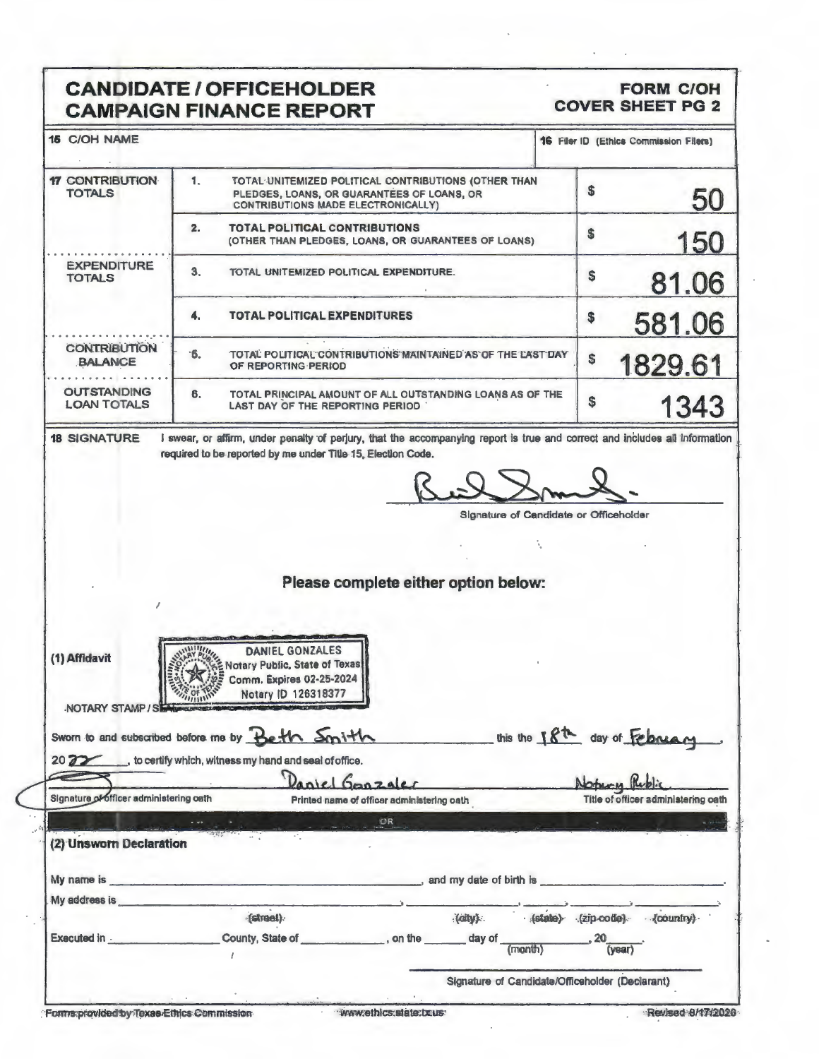# CANDIDATE / OFFICEHOLDER CAMPAIGN FINANCE REPORT

**FORM C/OH COVER SHEET PG 2**

| 15 C/OH NAME | 16 Filer ID (Ethics Commission Filers) |
|---|---|
| | |

| | | | |
|---|---|---|---|
| **17 CONTRIBUTION TOTALS** | 1. | TOTAL UNITEMIZED POLITICAL CONTRIBUTIONS (OTHER THAN PLEDGES, LOANS, OR GUARANTEES OF LOANS, OR CONTRIBUTIONS MADE ELECTRONICALLY) | $ 50 |
| | 2. | **TOTAL POLITICAL CONTRIBUTIONS** (OTHER THAN PLEDGES, LOANS, OR GUARANTEES OF LOANS) | $ 150 |
| **EXPENDITURE TOTALS** | 3. | TOTAL UNITEMIZED POLITICAL EXPENDITURE. | $ 81.06 |
| | 4. | **TOTAL POLITICAL EXPENDITURES** | $ 581.06 |
| **CONTRIBUTION BALANCE** | 5. | TOTAL POLITICAL CONTRIBUTIONS MAINTAINED AS OF THE LAST DAY OF REPORTING PERIOD | $ 1829.61 |
| **OUTSTANDING LOAN TOTALS** | 6. | TOTAL PRINCIPAL AMOUNT OF ALL OUTSTANDING LOANS AS OF THE LAST DAY OF THE REPORTING PERIOD | $ 1343 |

**18 SIGNATURE** I swear, or affirm, under penalty of perjury, that the accompanying report is true and correct and includes all information required to be reported by me under Title 15, Election Code.

[Signature]

Signature of Candidate or Officeholder

## Please complete either option below:

**(1) Affidavit**

NOTARY STAMP / SEAL

DANIEL GONZALES
Notary Public, State of Texas
Comm. Expires 02-25-2024
Notary ID 126318377

Sworn to and subscribed before me by Beth Smith this the 18th day of February, 2022, to certify which, witness my hand and seal of office.

| [Signature] | Daniel Gonzales | Notary Public |
|---|---|---|
| Signature of officer administering oath | Printed name of officer administering oath | Title of officer administering oath |

OR

**(2) Unsworn Declaration**

My name is ______________________________, and my date of birth is ______________________.

My address is ______________________, ______________, ______, ____________, ______________.
(street) (city) (state) (zip code) (country)

Executed in ______________ County, State of ______________, on the ______ day of ______________, 20____.
(month) (year)

______________________________
Signature of Candidate/Officeholder (Declarant)

Forms provided by Texas Ethics Commission www.ethics.state.tx.us Revised 8/17/2020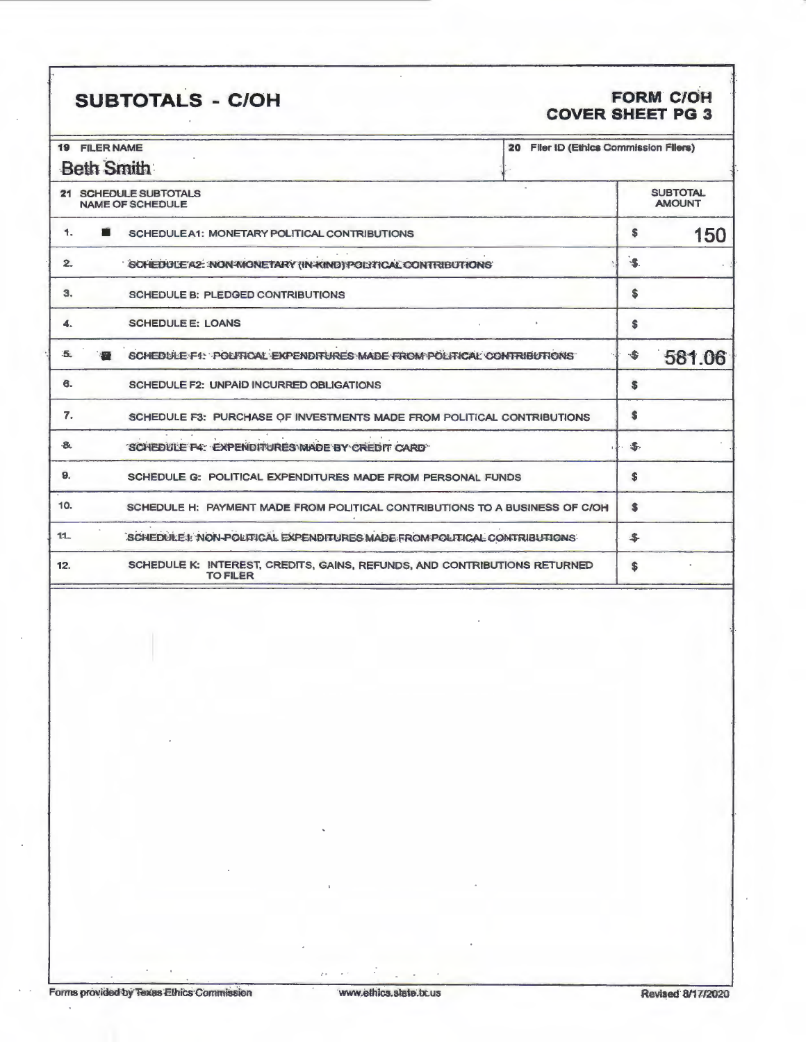# SUBTOTALS - C/OH

**FORM C/OH**
**COVER SHEET PG 3**

| 19 FILER NAME | 20 Filer ID (Ethics Commission Filers) |
|---|---|
| Beth Smith | |

| 21 SCHEDULE SUBTOTALS NAME OF SCHEDULE | | SUBTOTAL AMOUNT |
|---|---|---|
| 1. | ■ SCHEDULE A1: MONETARY POLITICAL CONTRIBUTIONS | $ 150 |
| 2. | SCHEDULE A2: NON-MONETARY (IN-KIND) POLITICAL CONTRIBUTIONS | $ |
| 3. | SCHEDULE B: PLEDGED CONTRIBUTIONS | $ |
| 4. | SCHEDULE E: LOANS | $ |
| 5. | ■ SCHEDULE F1: POLITICAL EXPENDITURES MADE FROM POLITICAL CONTRIBUTIONS | $ 581.06 |
| 6. | SCHEDULE F2: UNPAID INCURRED OBLIGATIONS | $ |
| 7. | SCHEDULE F3: PURCHASE OF INVESTMENTS MADE FROM POLITICAL CONTRIBUTIONS | $ |
| 8. | SCHEDULE F4: EXPENDITURES MADE BY CREDIT CARD | $ |
| 9. | SCHEDULE G: POLITICAL EXPENDITURES MADE FROM PERSONAL FUNDS | $ |
| 10. | SCHEDULE H: PAYMENT MADE FROM POLITICAL CONTRIBUTIONS TO A BUSINESS OF C/OH | $ |
| 11. | SCHEDULE I: NON-POLITICAL EXPENDITURES MADE FROM POLITICAL CONTRIBUTIONS | $ |
| 12. | SCHEDULE K: INTEREST, CREDITS, GAINS, REFUNDS, AND CONTRIBUTIONS RETURNED TO FILER | $ |

Forms provided by Texas Ethics Commission www.ethics.state.tx.us Revised 8/17/2020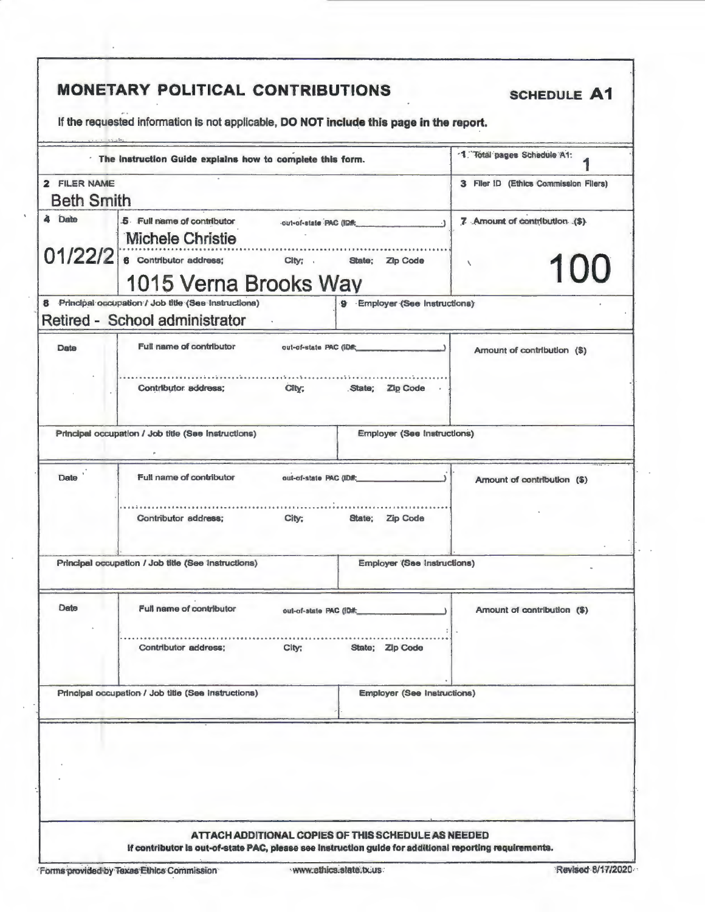# MONETARY POLITICAL CONTRIBUTIONS

**SCHEDULE A1**

If the requested information is not applicable, **DO NOT include this page in the report.**

| The Instruction Guide explains how to complete this form. | 1 Total pages Schedule A1: 1 |
|---|---|
| **2 FILER NAME** Beth Smith | **3 Filer ID (Ethics Commission Filers)** |

| 4 Date | 5 Full name of contributor / out-of-state PAC (ID#: ) / 6 Contributor address; City; State; Zip Code | 7 Amount of contribution ($) |
|---|---|---|
| 01/22/2 | Michele Christie / 1015 Verna Brooks Way | 100 |
| **8 Principal occupation / Job title (See Instructions)** Retired - School administrator | **9 Employer (See Instructions)** | |

| Date | Full name of contributor / out-of-state PAC (ID#: ) / Contributor address; City; State; Zip Code | Amount of contribution ($) |
|---|---|---|
| | | |
| **Principal occupation / Job title (See Instructions)** | **Employer (See Instructions)** | |

| Date | Full name of contributor / out-of-state PAC (ID#: ) / Contributor address; City; State; Zip Code | Amount of contribution ($) |
|---|---|---|
| | | |
| **Principal occupation / Job title (See Instructions)** | **Employer (See Instructions)** | |

| Date | Full name of contributor / out-of-state PAC (ID#: ) / Contributor address; City; State; Zip Code | Amount of contribution ($) |
|---|---|---|
| | | |
| **Principal occupation / Job title (See Instructions)** | **Employer (See Instructions)** | |

**ATTACH ADDITIONAL COPIES OF THIS SCHEDULE AS NEEDED**

**If contributor is out-of-state PAC, please see instruction guide for additional reporting requirements.**

Forms provided by Texas Ethics Commission — www.ethics.state.tx.us — Revised 8/17/2020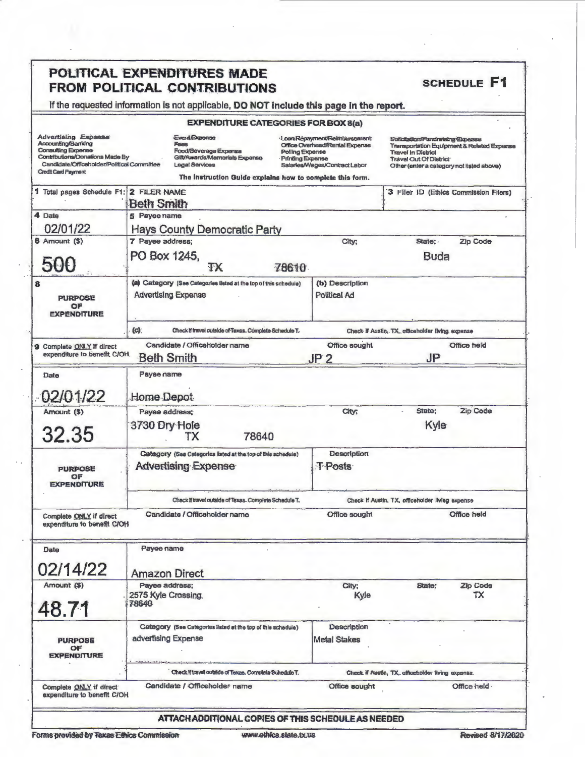# POLITICAL EXPENDITURES MADE FROM POLITICAL CONTRIBUTIONS

**SCHEDULE F1**

If the requested information is not applicable, **DO NOT include this page in the report.**

### EXPENDITURE CATEGORIES FOR BOX 8(a)

| | | | |
|---|---|---|---|
| Advertising Expense | Event Expense | Loan Repayment/Reimbursement | Solicitation/Fundraising Expense |
| Accounting/Banking | Fees | Office Overhead/Rental Expense | Transportation Equipment & Related Expense |
| Consulting Expense | Food/Beverage Expense | Polling Expense | Travel In District |
| Contributions/Donations Made By Candidate/Officeholder/Political Committee | Gift/Awards/Memorials Expense | Printing Expense | Travel Out Of District |
| Credit Card Payment | Legal Services | Salaries/Wages/Contract Labor | Other (enter a category not listed above) |

The instruction Guide explains how to complete this form.

| | | |
|---|---|---|
| 1 Total pages Schedule F1: | 2 FILER NAME: Beth Smith | 3 Filer ID (Ethics Commission Filers) |

| | | | | |
|---|---|---|---|---|
| 4 Date: 02/01/22 | 5 Payee name: Hays County Democratic Party | | | |
| 6 Amount ($): 500 | 7 Payee address: PO Box 1245, TX 78610 | City: | State: Buda | Zip Code |
| 8 PURPOSE OF EXPENDITURE | (a) Category (See Categories listed at the top of this schedule): Advertising Expense | (b) Description: Political Ad | | |
| | (c) Check if travel outside of Texas. Complete Schedule T. | Check if Austin, TX, officeholder living expense | | |
| 9 Complete ONLY if direct expenditure to benefit C/OH. | Candidate / Officeholder name: Beth Smith | Office sought: JP 2 | Office held: JP | |

| | | | | |
|---|---|---|---|---|
| Date: 02/01/22 | Payee name: Home Depot | | | |
| Amount ($): 32.35 | Payee address: 3730 Dry Hole TX 78640 | City: | State: Kyle | Zip Code |
| PURPOSE OF EXPENDITURE | Category (See Categories listed at the top of this schedule): Advertising Expense | Description: T Posts | | |
| | Check if travel outside of Texas. Complete Schedule T. | Check if Austin, TX, officeholder living expense | | |
| Complete ONLY if direct expenditure to benefit C/OH | Candidate / Officeholder name | Office sought | Office held | |

| | | | | |
|---|---|---|---|---|
| Date: 02/14/22 | Payee name: Amazon Direct | | | |
| Amount ($): 48.71 | Payee address: 2575 Kyle Crossing 78640 | City: Kyle | State: | Zip Code: TX |
| PURPOSE OF EXPENDITURE | Category (See Categories listed at the top of this schedule): advertising Expense | Description: Metal Stakes | | |
| | Check if travel outside of Texas. Complete Schedule T. | Check if Austin, TX, officeholder living expense. | | |
| Complete ONLY if direct expenditure to benefit C/OH | Candidate / Officeholder name | Office sought | Office held | |

**ATTACH ADDITIONAL COPIES OF THIS SCHEDULE AS NEEDED**

Forms provided by Texas Ethics Commission    www.ethics.state.tx.us    Revised 8/17/2020